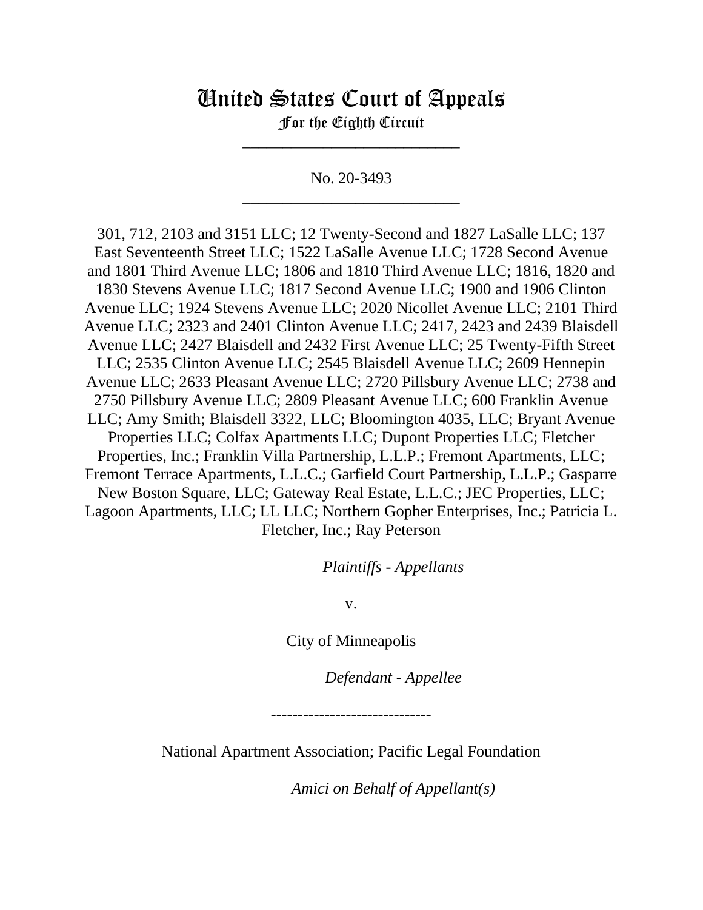# United States Court of Appeals
## For the Eighth Circuit

\_\_\_\_\_\_\_\_\_\_\_\_\_\_\_\_\_\_\_\_\_\_\_\_\_\_\_

No. 20-3493

\_\_\_\_\_\_\_\_\_\_\_\_\_\_\_\_\_\_\_\_\_\_\_\_\_\_\_

301, 712, 2103 and 3151 LLC; 12 Twenty-Second and 1827 LaSalle LLC; 137 East Seventeenth Street LLC; 1522 LaSalle Avenue LLC; 1728 Second Avenue and 1801 Third Avenue LLC; 1806 and 1810 Third Avenue LLC; 1816, 1820 and 1830 Stevens Avenue LLC; 1817 Second Avenue LLC; 1900 and 1906 Clinton Avenue LLC; 1924 Stevens Avenue LLC; 2020 Nicollet Avenue LLC; 2101 Third Avenue LLC; 2323 and 2401 Clinton Avenue LLC; 2417, 2423 and 2439 Blaisdell Avenue LLC; 2427 Blaisdell and 2432 First Avenue LLC; 25 Twenty-Fifth Street LLC; 2535 Clinton Avenue LLC; 2545 Blaisdell Avenue LLC; 2609 Hennepin Avenue LLC; 2633 Pleasant Avenue LLC; 2720 Pillsbury Avenue LLC; 2738 and 2750 Pillsbury Avenue LLC; 2809 Pleasant Avenue LLC; 600 Franklin Avenue LLC; Amy Smith; Blaisdell 3322, LLC; Bloomington 4035, LLC; Bryant Avenue Properties LLC; Colfax Apartments LLC; Dupont Properties LLC; Fletcher Properties, Inc.; Franklin Villa Partnership, L.L.P.; Fremont Apartments, LLC; Fremont Terrace Apartments, L.L.C.; Garfield Court Partnership, L.L.P.; Gasparre New Boston Square, LLC; Gateway Real Estate, L.L.C.; JEC Properties, LLC; Lagoon Apartments, LLC; LL LLC; Northern Gopher Enterprises, Inc.; Patricia L. Fletcher, Inc.; Ray Peterson

*Plaintiffs - Appellants*

v.

City of Minneapolis

*Defendant - Appellee*

------------------------------

National Apartment Association; Pacific Legal Foundation

*Amici on Behalf of Appellant(s)*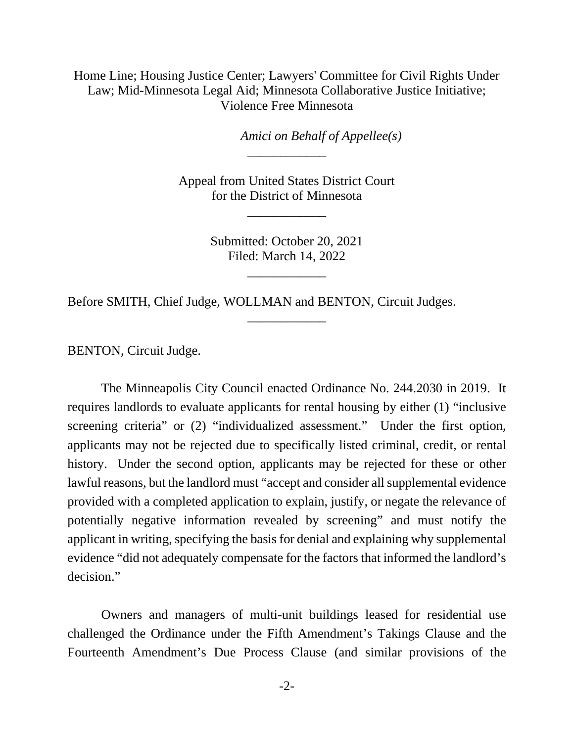Home Line; Housing Justice Center; Lawyers' Committee for Civil Rights Under Law; Mid-Minnesota Legal Aid; Minnesota Collaborative Justice Initiative; Violence Free Minnesota

*Amici on Behalf of Appellee(s)*

\_\_\_\_\_\_\_\_\_\_\_\_

Appeal from United States District Court for the District of Minnesota

\_\_\_\_\_\_\_\_\_\_\_\_

Submitted: October 20, 2021
Filed: March 14, 2022

\_\_\_\_\_\_\_\_\_\_\_\_

Before SMITH, Chief Judge, WOLLMAN and BENTON, Circuit Judges.

\_\_\_\_\_\_\_\_\_\_\_\_

BENTON, Circuit Judge.

The Minneapolis City Council enacted Ordinance No. 244.2030 in 2019. It requires landlords to evaluate applicants for rental housing by either (1) "inclusive screening criteria" or (2) "individualized assessment." Under the first option, applicants may not be rejected due to specifically listed criminal, credit, or rental history. Under the second option, applicants may be rejected for these or other lawful reasons, but the landlord must "accept and consider all supplemental evidence provided with a completed application to explain, justify, or negate the relevance of potentially negative information revealed by screening" and must notify the applicant in writing, specifying the basis for denial and explaining why supplemental evidence "did not adequately compensate for the factors that informed the landlord's decision."

Owners and managers of multi-unit buildings leased for residential use challenged the Ordinance under the Fifth Amendment's Takings Clause and the Fourteenth Amendment's Due Process Clause (and similar provisions of the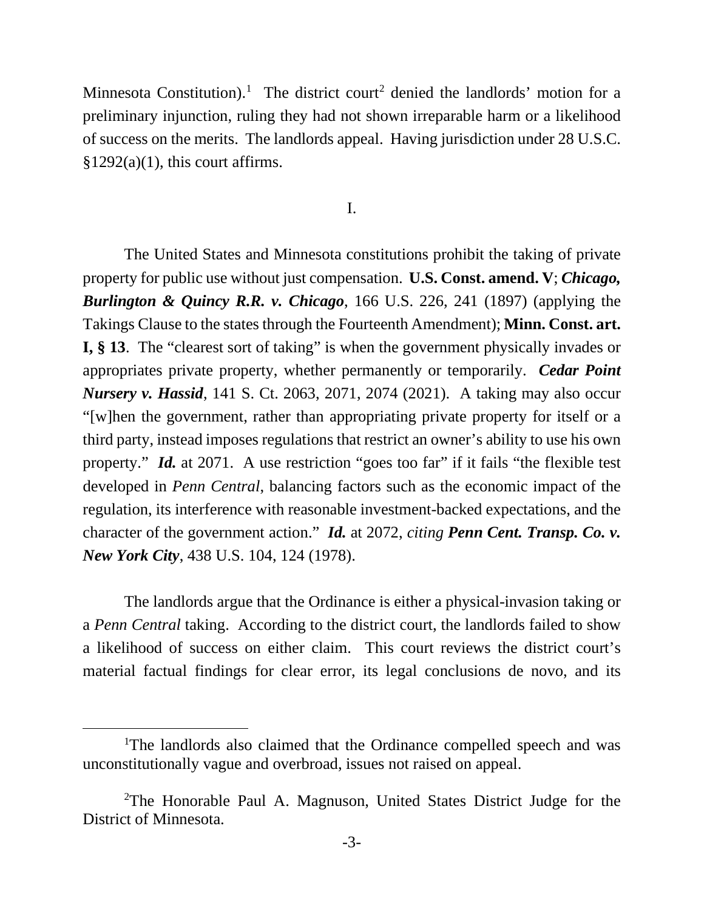Minnesota Constitution).[1] The district court[2] denied the landlords' motion for a preliminary injunction, ruling they had not shown irreparable harm or a likelihood of success on the merits. The landlords appeal. Having jurisdiction under 28 U.S.C. §1292(a)(1), this court affirms.

## I.

The United States and Minnesota constitutions prohibit the taking of private property for public use without just compensation. **U.S. Const. amend. V**; ***Chicago, Burlington & Quincy R.R. v. Chicago***, 166 U.S. 226, 241 (1897) (applying the Takings Clause to the states through the Fourteenth Amendment); **Minn. Const. art. I, § 13**. The "clearest sort of taking" is when the government physically invades or appropriates private property, whether permanently or temporarily. ***Cedar Point Nursery v. Hassid***, 141 S. Ct. 2063, 2071, 2074 (2021). A taking may also occur "[w]hen the government, rather than appropriating private property for itself or a third party, instead imposes regulations that restrict an owner's ability to use his own property." ***Id.*** at 2071. A use restriction "goes too far" if it fails "the flexible test developed in *Penn Central*, balancing factors such as the economic impact of the regulation, its interference with reasonable investment-backed expectations, and the character of the government action." ***Id.*** at 2072, *citing* ***Penn Cent. Transp. Co. v. New York City***, 438 U.S. 104, 124 (1978).

The landlords argue that the Ordinance is either a physical-invasion taking or a *Penn Central* taking. According to the district court, the landlords failed to show a likelihood of success on either claim. This court reviews the district court's material factual findings for clear error, its legal conclusions de novo, and its

---

[1]The landlords also claimed that the Ordinance compelled speech and was unconstitutionally vague and overbroad, issues not raised on appeal.

[2]The Honorable Paul A. Magnuson, United States District Judge for the District of Minnesota.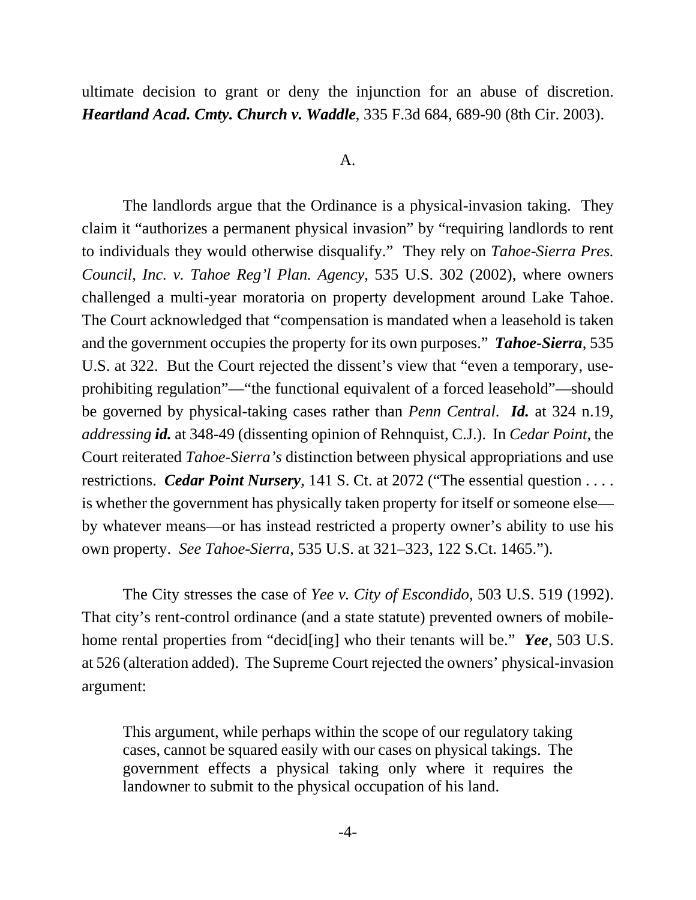ultimate decision to grant or deny the injunction for an abuse of discretion. ***Heartland Acad. Cmty. Church v. Waddle***, 335 F.3d 684, 689-90 (8th Cir. 2003).

A.

The landlords argue that the Ordinance is a physical-invasion taking. They claim it "authorizes a permanent physical invasion" by "requiring landlords to rent to individuals they would otherwise disqualify." They rely on *Tahoe-Sierra Pres. Council, Inc. v. Tahoe Reg'l Plan. Agency*, 535 U.S. 302 (2002), where owners challenged a multi-year moratoria on property development around Lake Tahoe. The Court acknowledged that "compensation is mandated when a leasehold is taken and the government occupies the property for its own purposes." ***Tahoe-Sierra***, 535 U.S. at 322. But the Court rejected the dissent's view that "even a temporary, use-prohibiting regulation"—"the functional equivalent of a forced leasehold"—should be governed by physical-taking cases rather than *Penn Central*. ***Id.*** at 324 n.19, *addressing* ***id.*** at 348-49 (dissenting opinion of Rehnquist, C.J.). In *Cedar Point*, the Court reiterated *Tahoe-Sierra's* distinction between physical appropriations and use restrictions. ***Cedar Point Nursery***, 141 S. Ct. at 2072 ("The essential question . . . . is whether the government has physically taken property for itself or someone else—by whatever means—or has instead restricted a property owner's ability to use his own property. *See Tahoe-Sierra*, 535 U.S. at 321–323, 122 S.Ct. 1465.").

The City stresses the case of *Yee v. City of Escondido*, 503 U.S. 519 (1992). That city's rent-control ordinance (and a state statute) prevented owners of mobile-home rental properties from "decid[ing] who their tenants will be." ***Yee***, 503 U.S. at 526 (alteration added). The Supreme Court rejected the owners' physical-invasion argument:

> This argument, while perhaps within the scope of our regulatory taking cases, cannot be squared easily with our cases on physical takings. The government effects a physical taking only where it requires the landowner to submit to the physical occupation of his land.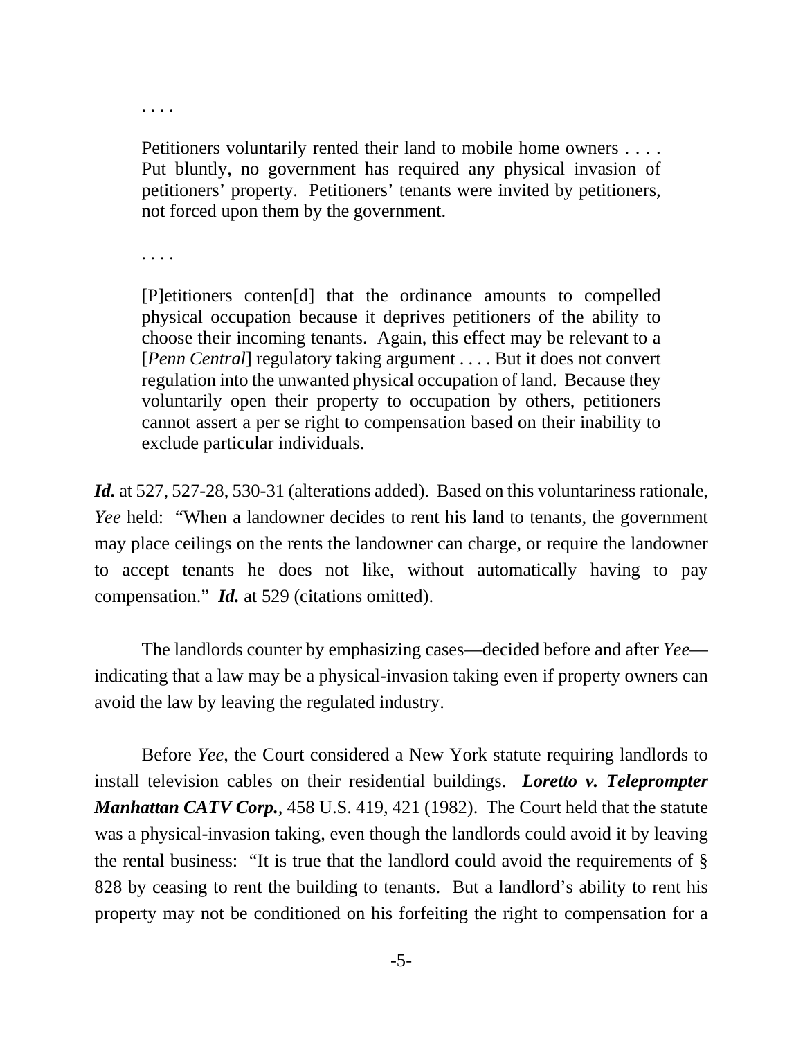> . . . .
>
> Petitioners voluntarily rented their land to mobile home owners . . . . Put bluntly, no government has required any physical invasion of petitioners' property. Petitioners' tenants were invited by petitioners, not forced upon them by the government.
>
> . . . .
>
> [P]etitioners conten[d] that the ordinance amounts to compelled physical occupation because it deprives petitioners of the ability to choose their incoming tenants. Again, this effect may be relevant to a [*Penn Central*] regulatory taking argument . . . . But it does not convert regulation into the unwanted physical occupation of land. Because they voluntarily open their property to occupation by others, petitioners cannot assert a per se right to compensation based on their inability to exclude particular individuals.

***Id.*** at 527, 527-28, 530-31 (alterations added). Based on this voluntariness rationale, *Yee* held: "When a landowner decides to rent his land to tenants, the government may place ceilings on the rents the landowner can charge, or require the landowner to accept tenants he does not like, without automatically having to pay compensation." ***Id.*** at 529 (citations omitted).

The landlords counter by emphasizing cases—decided before and after *Yee*—indicating that a law may be a physical-invasion taking even if property owners can avoid the law by leaving the regulated industry.

Before *Yee*, the Court considered a New York statute requiring landlords to install television cables on their residential buildings. ***Loretto v. Teleprompter Manhattan CATV Corp.***, 458 U.S. 419, 421 (1982). The Court held that the statute was a physical-invasion taking, even though the landlords could avoid it by leaving the rental business: "It is true that the landlord could avoid the requirements of § 828 by ceasing to rent the building to tenants. But a landlord's ability to rent his property may not be conditioned on his forfeiting the right to compensation for a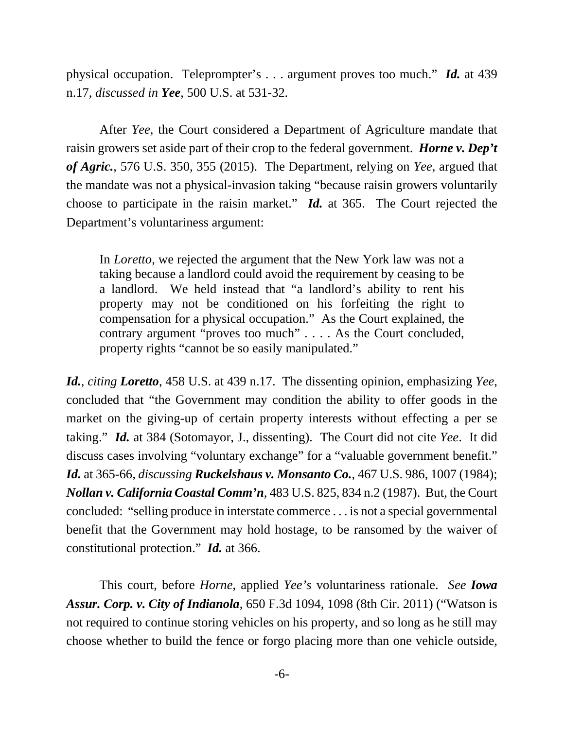physical occupation. Teleprompter's . . . argument proves too much." ***Id.*** at 439 n.17, *discussed in* ***Yee***, 500 U.S. at 531-32.

After *Yee*, the Court considered a Department of Agriculture mandate that raisin growers set aside part of their crop to the federal government. ***Horne v. Dep't of Agric.***, 576 U.S. 350, 355 (2015). The Department, relying on *Yee*, argued that the mandate was not a physical-invasion taking "because raisin growers voluntarily choose to participate in the raisin market." ***Id.*** at 365. The Court rejected the Department's voluntariness argument:

> In *Loretto*, we rejected the argument that the New York law was not a taking because a landlord could avoid the requirement by ceasing to be a landlord. We held instead that "a landlord's ability to rent his property may not be conditioned on his forfeiting the right to compensation for a physical occupation." As the Court explained, the contrary argument "proves too much" . . . . As the Court concluded, property rights "cannot be so easily manipulated."

***Id.***, *citing* ***Loretto***, 458 U.S. at 439 n.17. The dissenting opinion, emphasizing *Yee*, concluded that "the Government may condition the ability to offer goods in the market on the giving-up of certain property interests without effecting a per se taking." ***Id.*** at 384 (Sotomayor, J., dissenting). The Court did not cite *Yee*. It did discuss cases involving "voluntary exchange" for a "valuable government benefit." ***Id.*** at 365-66, *discussing* ***Ruckelshaus v. Monsanto Co.***, 467 U.S. 986, 1007 (1984); ***Nollan v. California Coastal Comm'n***, 483 U.S. 825, 834 n.2 (1987). But, the Court concluded: "selling produce in interstate commerce . . . is not a special governmental benefit that the Government may hold hostage, to be ransomed by the waiver of constitutional protection." ***Id.*** at 366.

This court, before *Horne*, applied *Yee's* voluntariness rationale. *See* ***Iowa Assur. Corp. v. City of Indianola***, 650 F.3d 1094, 1098 (8th Cir. 2011) ("Watson is not required to continue storing vehicles on his property, and so long as he still may choose whether to build the fence or forgo placing more than one vehicle outside,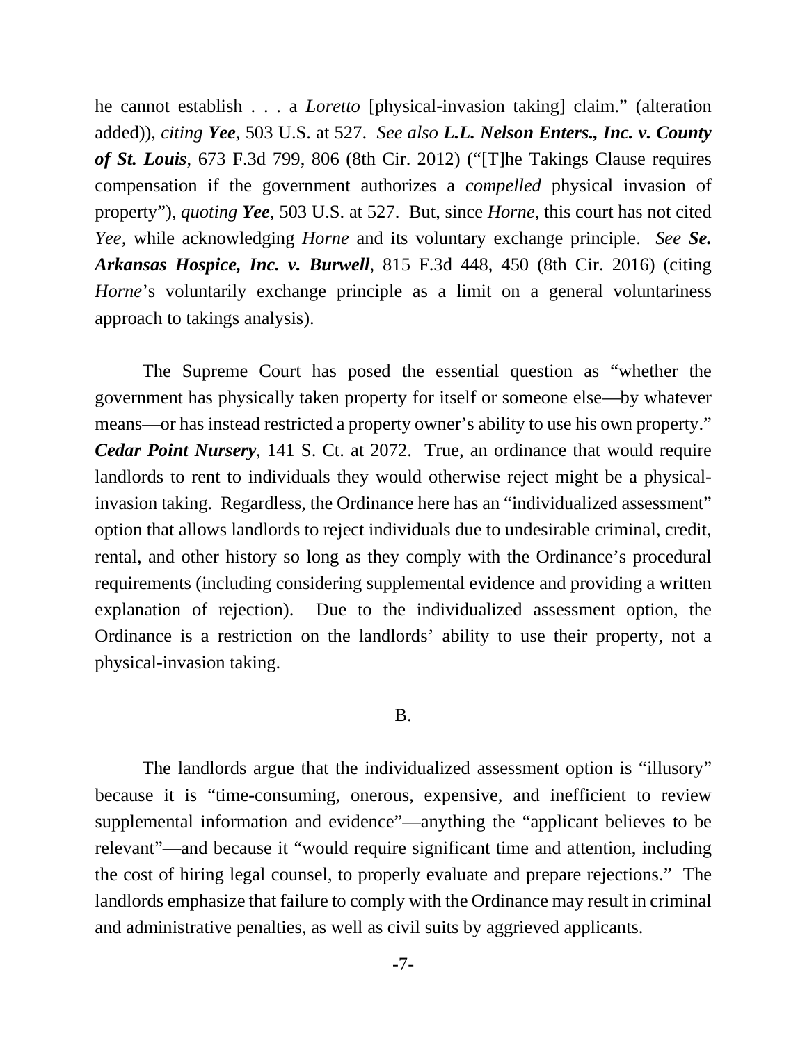he cannot establish . . . a *Loretto* [physical-invasion taking] claim." (alteration added)), *citing* ***Yee***, 503 U.S. at 527. *See also* ***L.L. Nelson Enters., Inc. v. County of St. Louis***, 673 F.3d 799, 806 (8th Cir. 2012) ("[T]he Takings Clause requires compensation if the government authorizes a *compelled* physical invasion of property"), *quoting* ***Yee***, 503 U.S. at 527. But, since *Horne*, this court has not cited *Yee*, while acknowledging *Horne* and its voluntary exchange principle. *See* ***Se. Arkansas Hospice, Inc. v. Burwell***, 815 F.3d 448, 450 (8th Cir. 2016) (citing *Horne*'s voluntarily exchange principle as a limit on a general voluntariness approach to takings analysis).

The Supreme Court has posed the essential question as "whether the government has physically taken property for itself or someone else—by whatever means—or has instead restricted a property owner's ability to use his own property." ***Cedar Point Nursery***, 141 S. Ct. at 2072. True, an ordinance that would require landlords to rent to individuals they would otherwise reject might be a physical-invasion taking. Regardless, the Ordinance here has an "individualized assessment" option that allows landlords to reject individuals due to undesirable criminal, credit, rental, and other history so long as they comply with the Ordinance's procedural requirements (including considering supplemental evidence and providing a written explanation of rejection). Due to the individualized assessment option, the Ordinance is a restriction on the landlords' ability to use their property, not a physical-invasion taking.

B.

The landlords argue that the individualized assessment option is "illusory" because it is "time-consuming, onerous, expensive, and inefficient to review supplemental information and evidence"—anything the "applicant believes to be relevant"—and because it "would require significant time and attention, including the cost of hiring legal counsel, to properly evaluate and prepare rejections." The landlords emphasize that failure to comply with the Ordinance may result in criminal and administrative penalties, as well as civil suits by aggrieved applicants.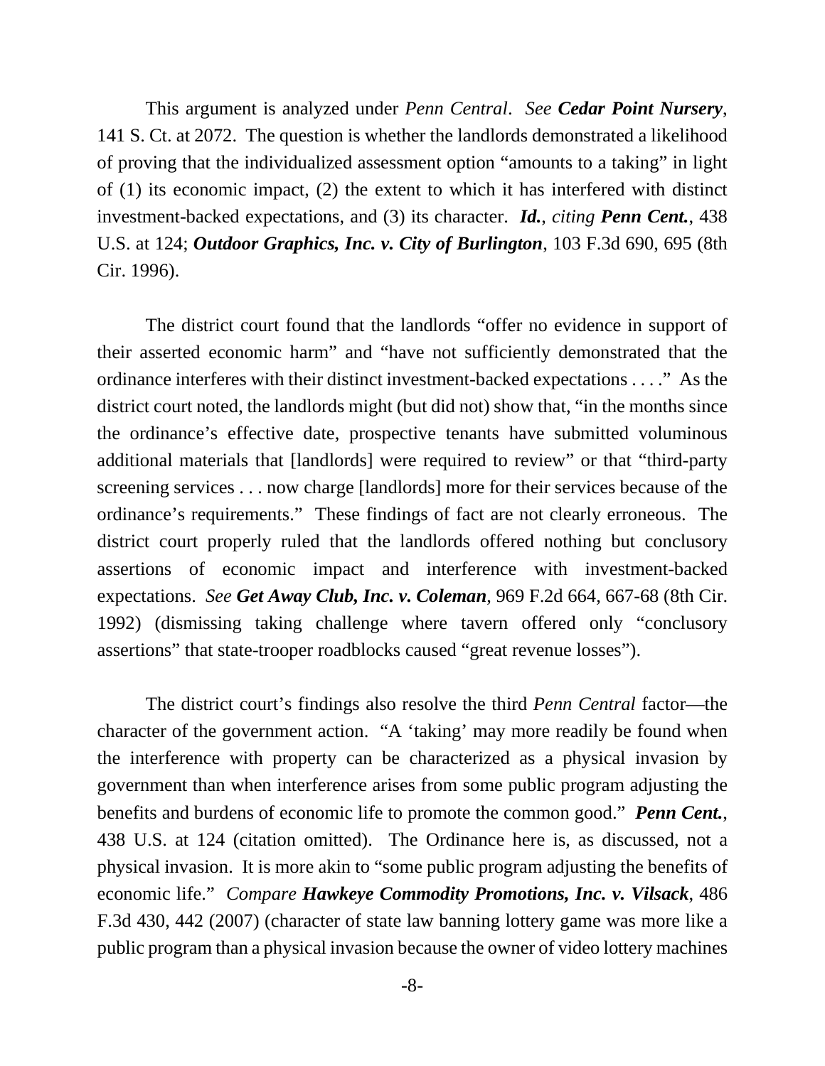This argument is analyzed under *Penn Central*. *See* ***Cedar Point Nursery***, 141 S. Ct. at 2072. The question is whether the landlords demonstrated a likelihood of proving that the individualized assessment option "amounts to a taking" in light of (1) its economic impact, (2) the extent to which it has interfered with distinct investment-backed expectations, and (3) its character. ***Id.****, citing* ***Penn Cent.***, 438 U.S. at 124; ***Outdoor Graphics, Inc. v. City of Burlington***, 103 F.3d 690, 695 (8th Cir. 1996).

The district court found that the landlords "offer no evidence in support of their asserted economic harm" and "have not sufficiently demonstrated that the ordinance interferes with their distinct investment-backed expectations . . . ." As the district court noted, the landlords might (but did not) show that, "in the months since the ordinance's effective date, prospective tenants have submitted voluminous additional materials that [landlords] were required to review" or that "third-party screening services . . . now charge [landlords] more for their services because of the ordinance's requirements." These findings of fact are not clearly erroneous. The district court properly ruled that the landlords offered nothing but conclusory assertions of economic impact and interference with investment-backed expectations. *See* ***Get Away Club, Inc. v. Coleman***, 969 F.2d 664, 667-68 (8th Cir. 1992) (dismissing taking challenge where tavern offered only "conclusory assertions" that state-trooper roadblocks caused "great revenue losses").

The district court's findings also resolve the third *Penn Central* factor—the character of the government action. "A 'taking' may more readily be found when the interference with property can be characterized as a physical invasion by government than when interference arises from some public program adjusting the benefits and burdens of economic life to promote the common good." ***Penn Cent.***, 438 U.S. at 124 (citation omitted). The Ordinance here is, as discussed, not a physical invasion. It is more akin to "some public program adjusting the benefits of economic life." *Compare* ***Hawkeye Commodity Promotions, Inc. v. Vilsack***, 486 F.3d 430, 442 (2007) (character of state law banning lottery game was more like a public program than a physical invasion because the owner of video lottery machines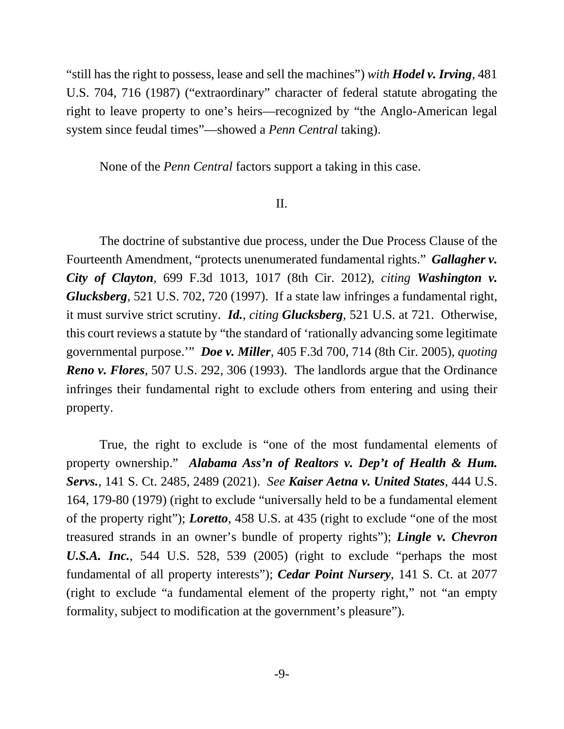"still has the right to possess, lease and sell the machines") *with* ***Hodel v. Irving***, 481 U.S. 704, 716 (1987) ("extraordinary" character of federal statute abrogating the right to leave property to one's heirs—recognized by "the Anglo-American legal system since feudal times"—showed a *Penn Central* taking).

None of the *Penn Central* factors support a taking in this case.

II.

The doctrine of substantive due process, under the Due Process Clause of the Fourteenth Amendment, "protects unenumerated fundamental rights." ***Gallagher v. City of Clayton***, 699 F.3d 1013, 1017 (8th Cir. 2012), *citing* ***Washington v. Glucksberg***, 521 U.S. 702, 720 (1997). If a state law infringes a fundamental right, it must survive strict scrutiny. ***Id.***, *citing* ***Glucksberg***, 521 U.S. at 721. Otherwise, this court reviews a statute by "the standard of 'rationally advancing some legitimate governmental purpose.'" ***Doe v. Miller***, 405 F.3d 700, 714 (8th Cir. 2005), *quoting* ***Reno v. Flores***, 507 U.S. 292, 306 (1993). The landlords argue that the Ordinance infringes their fundamental right to exclude others from entering and using their property.

True, the right to exclude is "one of the most fundamental elements of property ownership." ***Alabama Ass'n of Realtors v. Dep't of Health & Hum. Servs.***, 141 S. Ct. 2485, 2489 (2021). *See* ***Kaiser Aetna v. United States***, 444 U.S. 164, 179-80 (1979) (right to exclude "universally held to be a fundamental element of the property right"); ***Loretto***, 458 U.S. at 435 (right to exclude "one of the most treasured strands in an owner's bundle of property rights"); ***Lingle v. Chevron U.S.A. Inc.***, 544 U.S. 528, 539 (2005) (right to exclude "perhaps the most fundamental of all property interests"); ***Cedar Point Nursery***, 141 S. Ct. at 2077 (right to exclude "a fundamental element of the property right," not "an empty formality, subject to modification at the government's pleasure").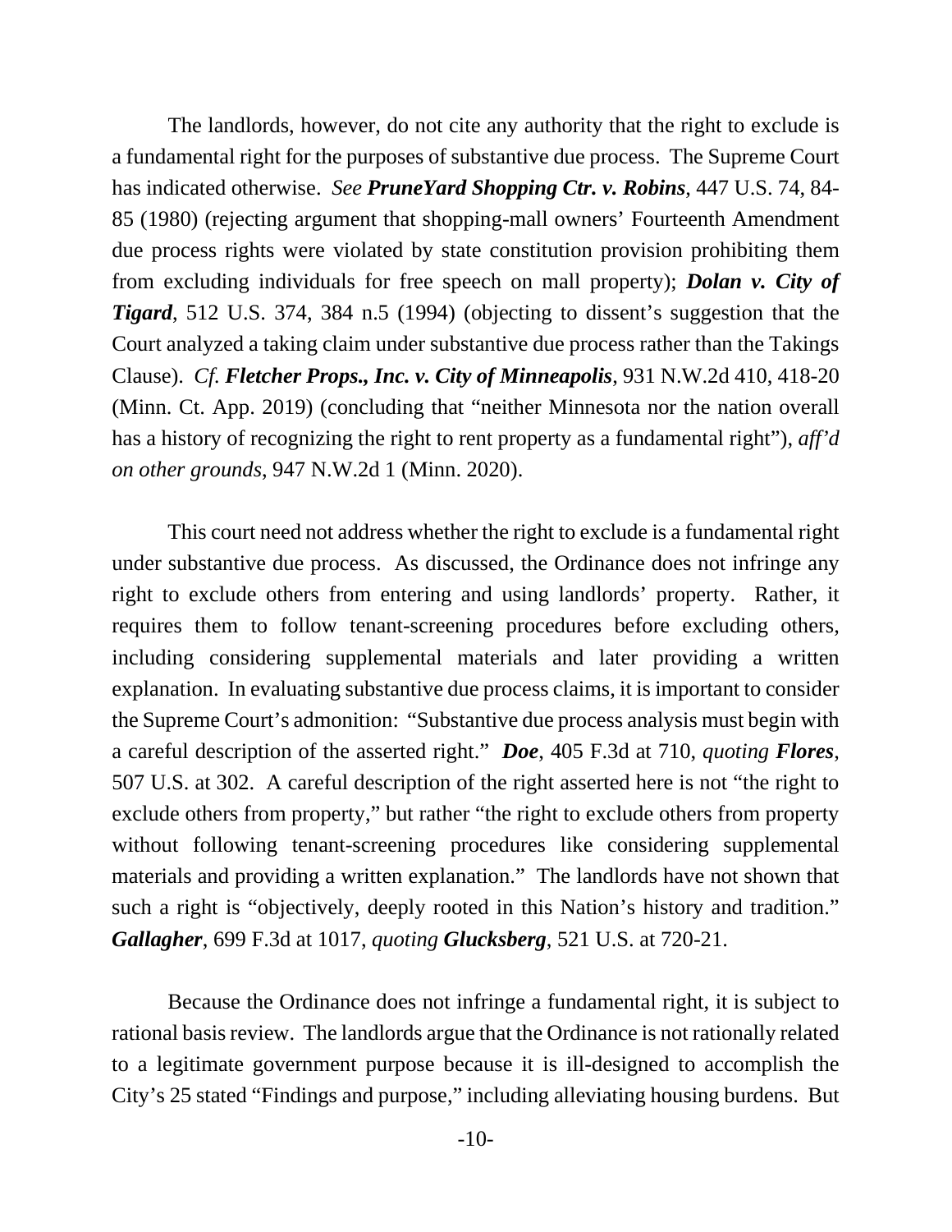The landlords, however, do not cite any authority that the right to exclude is a fundamental right for the purposes of substantive due process. The Supreme Court has indicated otherwise. *See* ***PruneYard Shopping Ctr. v. Robins***, 447 U.S. 74, 84-85 (1980) (rejecting argument that shopping-mall owners' Fourteenth Amendment due process rights were violated by state constitution provision prohibiting them from excluding individuals for free speech on mall property); ***Dolan v. City of Tigard***, 512 U.S. 374, 384 n.5 (1994) (objecting to dissent's suggestion that the Court analyzed a taking claim under substantive due process rather than the Takings Clause). *Cf.* ***Fletcher Props., Inc. v. City of Minneapolis***, 931 N.W.2d 410, 418-20 (Minn. Ct. App. 2019) (concluding that "neither Minnesota nor the nation overall has a history of recognizing the right to rent property as a fundamental right"), *aff'd on other grounds*, 947 N.W.2d 1 (Minn. 2020).

This court need not address whether the right to exclude is a fundamental right under substantive due process. As discussed, the Ordinance does not infringe any right to exclude others from entering and using landlords' property. Rather, it requires them to follow tenant-screening procedures before excluding others, including considering supplemental materials and later providing a written explanation. In evaluating substantive due process claims, it is important to consider the Supreme Court's admonition: "Substantive due process analysis must begin with a careful description of the asserted right." ***Doe***, 405 F.3d at 710, *quoting* ***Flores***, 507 U.S. at 302. A careful description of the right asserted here is not "the right to exclude others from property," but rather "the right to exclude others from property without following tenant-screening procedures like considering supplemental materials and providing a written explanation." The landlords have not shown that such a right is "objectively, deeply rooted in this Nation's history and tradition." ***Gallagher***, 699 F.3d at 1017, *quoting* ***Glucksberg***, 521 U.S. at 720-21.

Because the Ordinance does not infringe a fundamental right, it is subject to rational basis review. The landlords argue that the Ordinance is not rationally related to a legitimate government purpose because it is ill-designed to accomplish the City's 25 stated "Findings and purpose," including alleviating housing burdens. But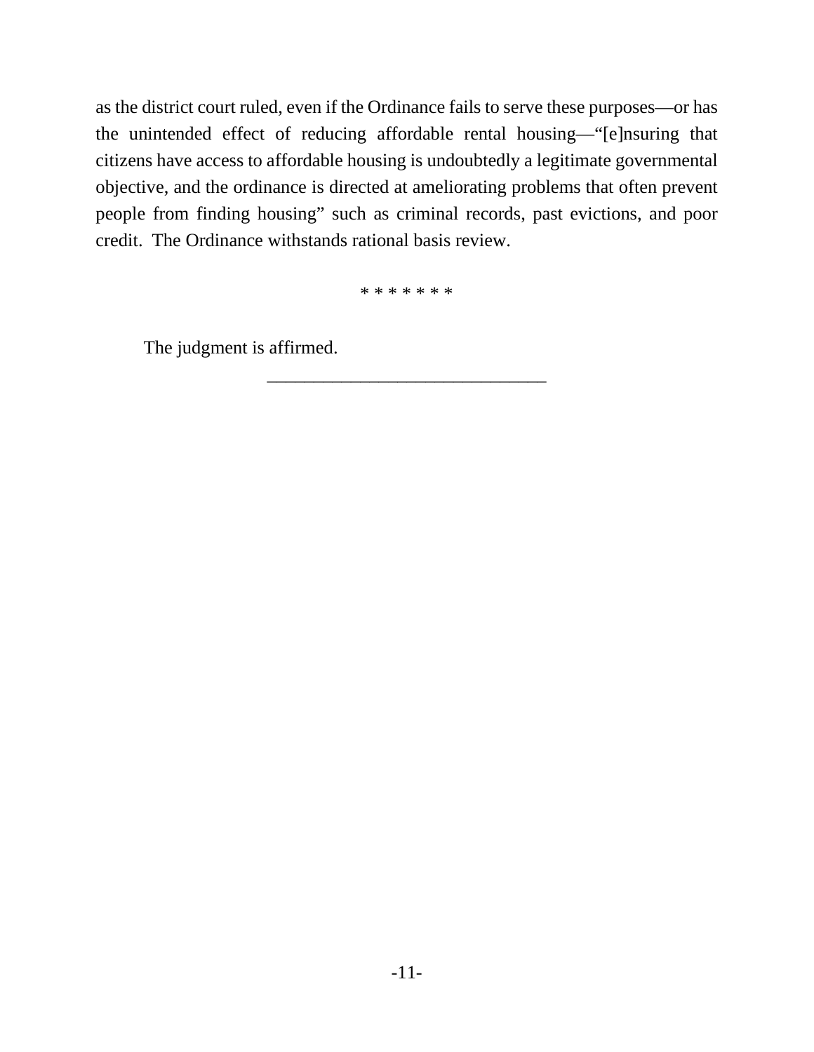as the district court ruled, even if the Ordinance fails to serve these purposes—or has the unintended effect of reducing affordable rental housing—"[e]nsuring that citizens have access to affordable housing is undoubtedly a legitimate governmental objective, and the ordinance is directed at ameliorating problems that often prevent people from finding housing" such as criminal records, past evictions, and poor credit. The Ordinance withstands rational basis review.

* * * * * * *

The judgment is affirmed.

______________________________